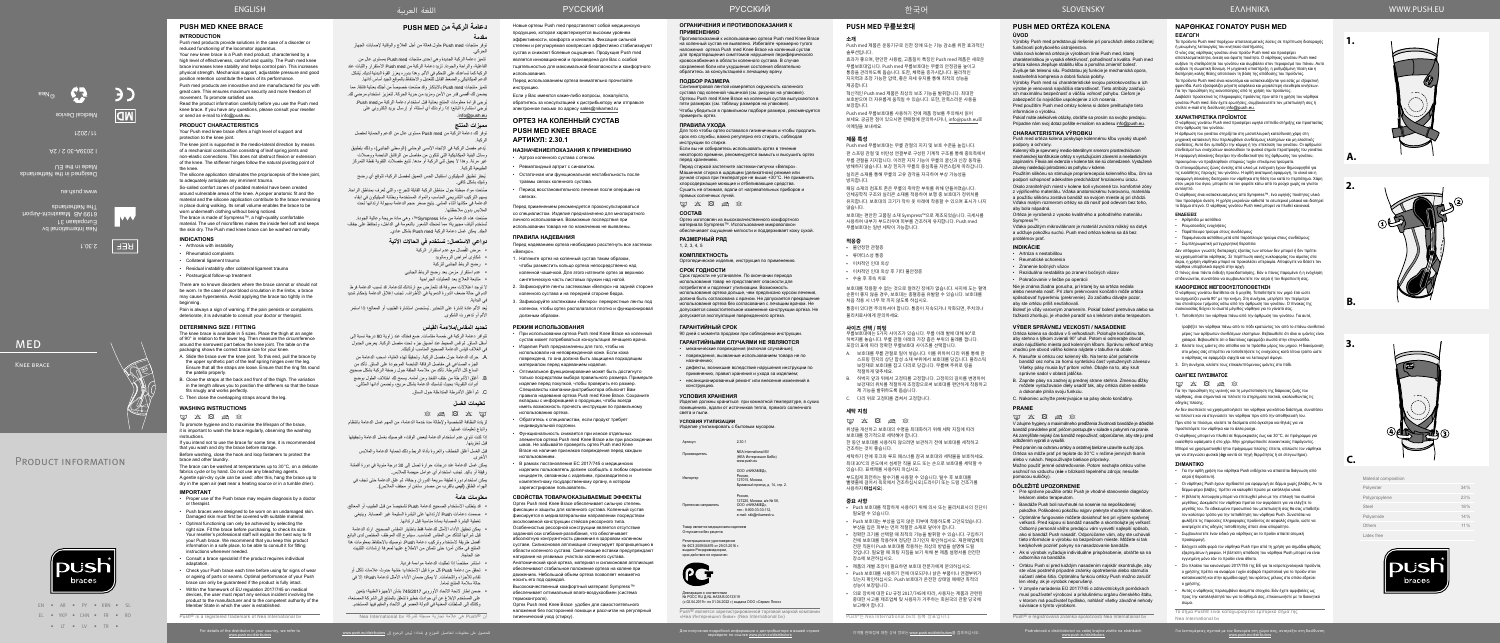# PUSH MED KNEE BRACE

## INTRODUCTION

Push med products provide solutions in the case of a disorder or reduced functioning of the locomotor apparatus.

Your new knee brace is a Push med product, characterized by a high level of effectiveness, comfort and quality. The Push med knee brace increases knee stability and helps control pain. This increases physical strength. Mechanical support, adjustable pressure and good position retention contribute the basis of its performance.

Push med products are innovative and are manufactured for you with great care. This ensures maximum security and more freedom of movement.

Read the product information carefully before you use the Push med knee brace. If you have any questions, please consult your reseller or send an e-mail to info@push.eu.

## PRODUCT CHARACTERISTICS

Your Push med knee brace offers a high level of support and protection to the knee joint.

The knee joint is supported in the medio-lateral direction by means of a mechanical construction consisting of fixed spring joints and non-elastic connections. This does not obstruct flexion or extension of the knee. The different hinges follow the natural pivoting point of the knee.

The silicone application stimulates the proprioception of the knee joint and prevents the brace from moving.

So-called comfort zones of padded material have been applied.

The brace is made of Sympress™, a highly breathable, comfortable material.

## INDICATIONS

- Arthrosis with instability
- Rheumatoid complaints
- Collateral ligament trauma
- Residual instability after collateral ligament trauma
- Postsurgical follow-up treatment

## DETERMINING SIZE / FITTING

## WASHING INSTRUCTIONS

## IMPORTANT

| Material composition | |
|---|---|
| Polyester | 34% |
| Polypropylene | 23% |
| Steel | 16% |
| Polyamide | 15% |
| Others | 11% |
| Latex free | |

MED

KNEE BRACE

PRODUCT INFORMATION

Nea International bv
Europalaan 31
6199 AB Maastricht-Airport
The Netherlands
Designed in the Netherlands
Made in China

www.push.eu

2.30.1

11/2021

Medical Device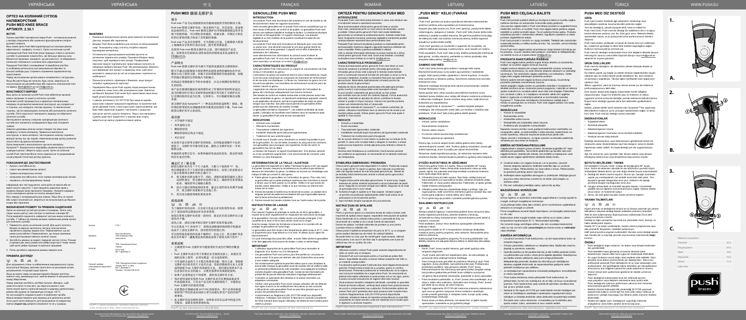# ОРТЕЗ НА КОЛІННИЙ СУГЛОБ НАПІВЖОРСТКИЙ PUSH MED KNEE BRACE

АРТИКУЛ: 2.30.1

## ВСТУП

## ВЛАСТИВОСТІ ВИРОБУ

## ПОКАЗАННЯ ДО ЗАСТОСУВАННЯ

## ВИЗНАЧЕННЯ РОЗМІРУ ТА ПРАВИЛА НАДЯГАННЯ

## ПРАВИЛА ДОГЛЯДУ

## ВАЖЛИВО

# PUSH MED 膝部支撑护具

## 简介

## 产品特点

## 适应症

## 确定尺寸 / 试戴

## 清洗说明

## 重要提示

# GENOUILLÈRE PUSH MED

## INTRODUCTION

## CARACTÉRISTIQUES DU PRODUIT

## INDICATIONS

## DÉTERMINATION DE LA TAILLE / AJUSTAGE

## INSTRUCTIONS DE LAVAGE

## IMPORTANT

# ORTEZĂ PENTRU GENUNCHI PUSH MED

## INTRODUCERE

## CARACTERISTICILE PRODUSULUI

## INDICAȚII

## STABILIREA DIMENSIUNII / PROBAREA

## INSTRUCȚIUNI DE SPĂLARE

## IMPORTANT

# „PUSH MED" KELIO ĮTVARAS

## ĮVADAS

## GAMINIO SAVYBĖS

## INDIKACIJOS

## DYDŽIO NUSTATYMAS IR UŽDĖJIMAS

## SKALBIMO INSTRUKCIJOS

## SVARBU

# PUSH MED CEĻGALA BALSTS

## IEVADS

## PRODUKTA RAKSTURĪGĀS ĪPAŠĪBAS

## INDIKĀCIJAS

## IZMĒRA NOTEIKŠANA/PIELĀGOŠANA

## MAZGĀŠANAS NORĀDĪJUMI

## SVARĪGA INFORMĀCIJA

# PUSH MED DİZ DESTEĞİ

## GİRİŞ

## ÜRÜN ÖZELLİKLERİ

## ENDİKASYONLAR

## BOYUTU BELİRLEME / TAKMA

## YIKAMA TALİMATLARI

## ÖNEMLİ

| Material composition | |
|---|---|
| Polyamide | 34% |
| Polypropylene | 23% |
| Steel | 16% |
| Polyester | 15% |
| Others | 11% |
| Latex free | |